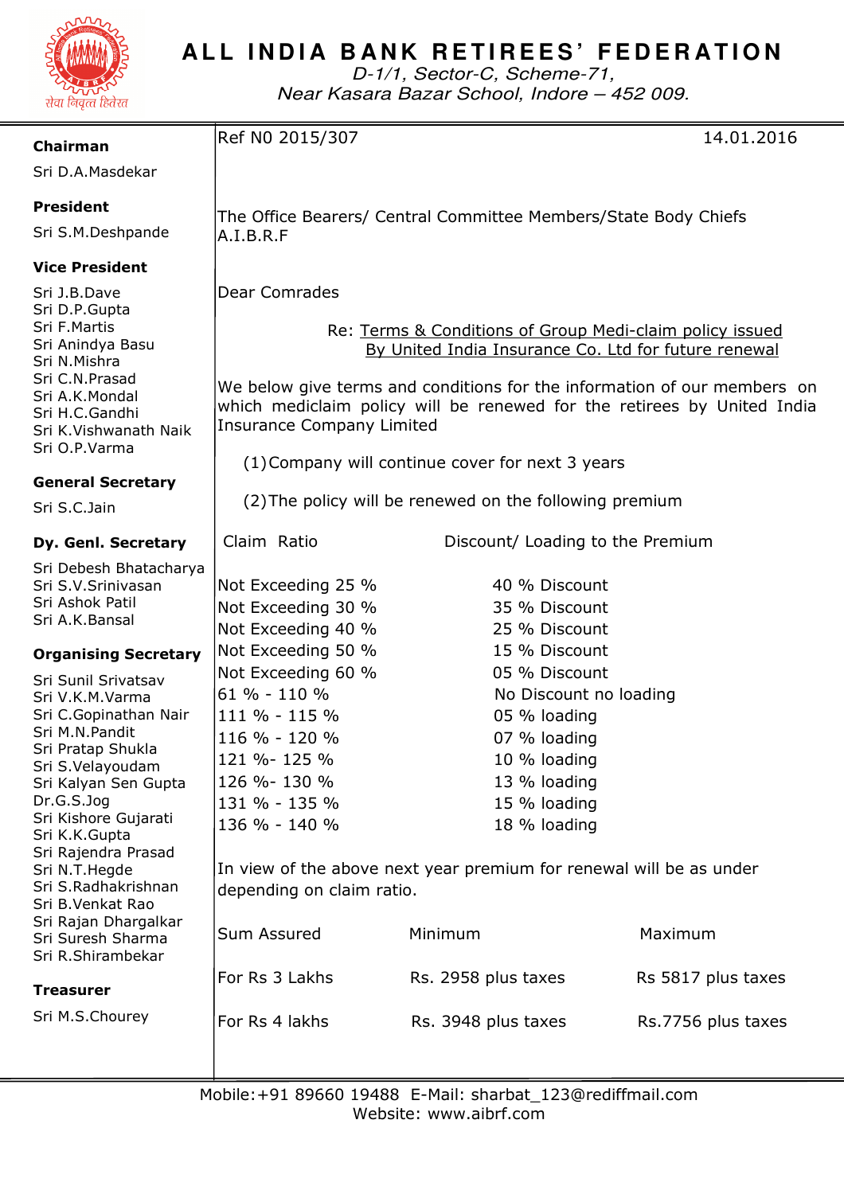# ALL INDIA BANK RETIREES' FEDERATION

*D-1/1, Sector-C, Scheme-71,*
*Near Kasara Bazar School, Indore – 452 009.*

**Chairman**
Sri D.A.Masdekar

**President**
Sri S.M.Deshpande

**Vice President**
Sri J.B.Dave
Sri D.P.Gupta
Sri F.Martis
Sri Anindya Basu
Sri N.Mishra
Sri C.N.Prasad
Sri A.K.Mondal
Sri H.C.Gandhi
Sri K.Vishwanath Naik
Sri O.P.Varma

**General Secretary**
Sri S.C.Jain

**Dy. Genl. Secretary**
Sri Debesh Bhatacharya
Sri S.V.Srinivasan
Sri Ashok Patil
Sri A.K.Bansal

**Organising Secretary**
Sri Sunil Srivatsav
Sri V.K.M.Varma
Sri C.Gopinathan Nair
Sri M.N.Pandit
Sri Pratap Shukla
Sri S.Velayoudam
Sri Kalyan Sen Gupta
Dr.G.S.Jog
Sri Kishore Gujarati
Sri K.K.Gupta
Sri Rajendra Prasad
Sri N.T.Hegde
Sri S.Radhakrishnan
Sri B.Venkat Rao
Sri Rajan Dhargalkar
Sri Suresh Sharma
Sri R.Shirambekar

**Treasurer**
Sri M.S.Chourey

---

Ref N0 2015/307 14.01.2016

The Office Bearers/ Central Committee Members/State Body Chiefs
A.I.B.R.F

Dear Comrades

Re: Terms & Conditions of Group Medi-claim policy issued By United India Insurance Co. Ltd for future renewal

We below give terms and conditions for the information of our members on which mediclaim policy will be renewed for the retirees by United India Insurance Company Limited

(1) Company will continue cover for next 3 years

(2) The policy will be renewed on the following premium

| Claim Ratio | Discount/ Loading to the Premium |
|---|---|
| Not Exceeding 25 % | 40 % Discount |
| Not Exceeding 30 % | 35 % Discount |
| Not Exceeding 40 % | 25 % Discount |
| Not Exceeding 50 % | 15 % Discount |
| Not Exceeding 60 % | 05 % Discount |
| 61 % - 110 % | No Discount no loading |
| 111 % - 115 % | 05 % loading |
| 116 % - 120 % | 07 % loading |
| 121 %- 125 % | 10 % loading |
| 126 %- 130 % | 13 % loading |
| 131 % - 135 % | 15 % loading |
| 136 % - 140 % | 18 % loading |

In view of the above next year premium for renewal will be as under depending on claim ratio.

| Sum Assured | Minimum | Maximum |
|---|---|---|
| For Rs 3 Lakhs | Rs. 2958 plus taxes | Rs 5817 plus taxes |
| For Rs 4 lakhs | Rs. 3948 plus taxes | Rs.7756 plus taxes |

Mobile:+91 89660 19488 E-Mail: sharbat_123@rediffmail.com
Website: www.aibrf.com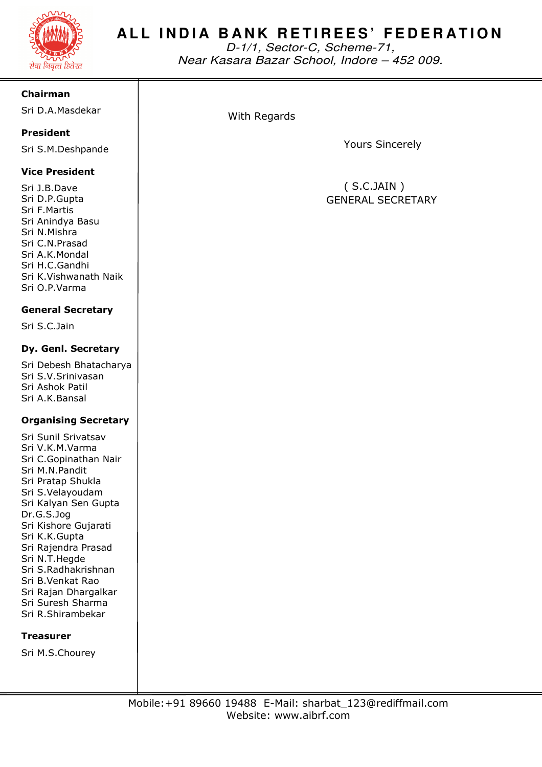# ALL INDIA BANK RETIREES' FEDERATION

*D-1/1, Sector-C, Scheme-71,*
*Near Kasara Bazar School, Indore – 452 009.*

**Chairman**

Sri D.A.Masdekar

**President**

Sri S.M.Deshpande

**Vice President**

Sri J.B.Dave
Sri D.P.Gupta
Sri F.Martis
Sri Anindya Basu
Sri N.Mishra
Sri C.N.Prasad
Sri A.K.Mondal
Sri H.C.Gandhi
Sri K.Vishwanath Naik
Sri O.P.Varma

**General Secretary**

Sri S.C.Jain

**Dy. Genl. Secretary**

Sri Debesh Bhatacharya
Sri S.V.Srinivasan
Sri Ashok Patil
Sri A.K.Bansal

**Organising Secretary**

Sri Sunil Srivatsav
Sri V.K.M.Varma
Sri C.Gopinathan Nair
Sri M.N.Pandit
Sri Pratap Shukla
Sri S.Velayoudam
Sri Kalyan Sen Gupta
Dr.G.S.Jog
Sri Kishore Gujarati
Sri K.K.Gupta
Sri Rajendra Prasad
Sri N.T.Hegde
Sri S.Radhakrishnan
Sri B.Venkat Rao
Sri Rajan Dhargalkar
Sri Suresh Sharma
Sri R.Shirambekar

**Treasurer**

Sri M.S.Chourey

With Regards

Yours Sincerely

( S.C.JAIN )
GENERAL SECRETARY

Mobile:+91 89660 19488 E-Mail: sharbat_123@rediffmail.com
Website: www.aibrf.com